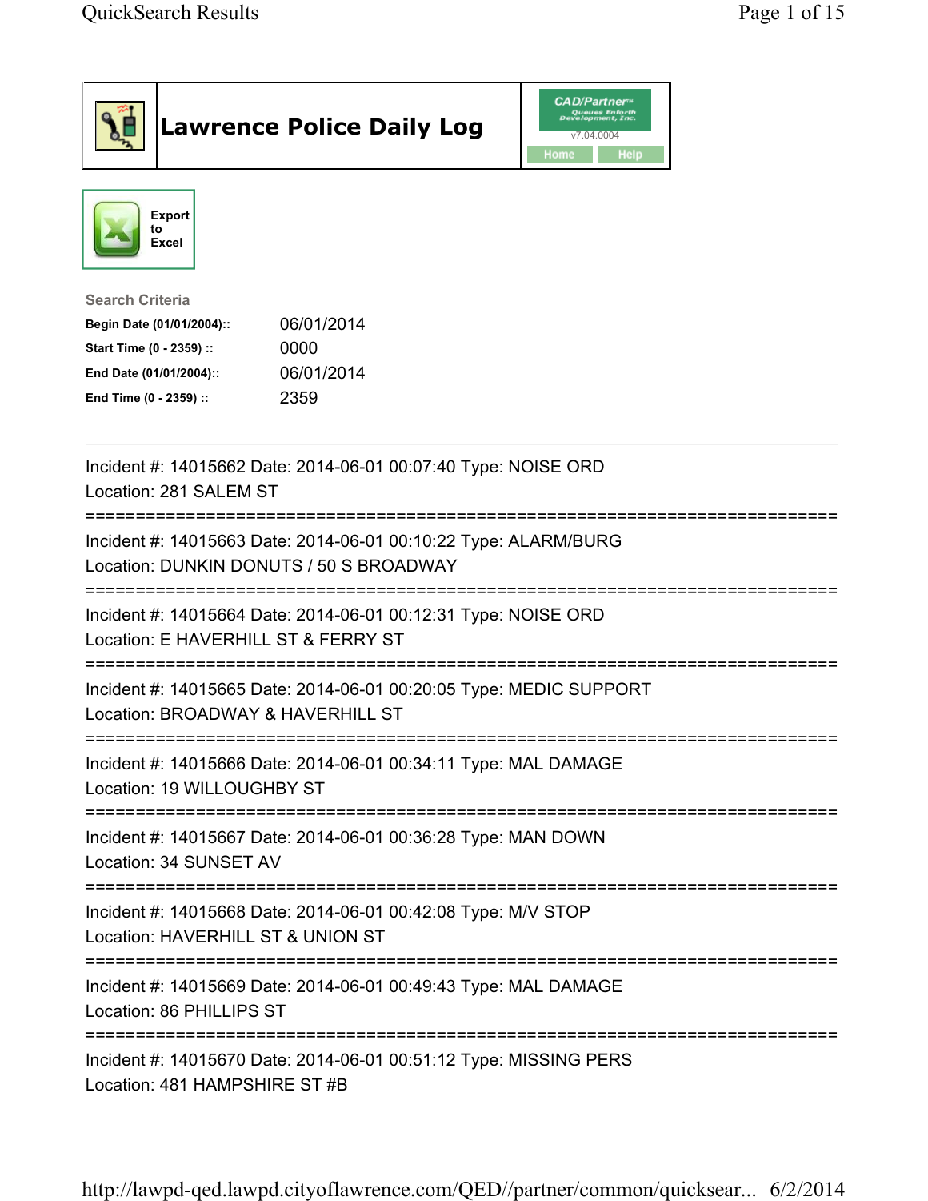# Lawrence Police Daily Log

CAD/Partner™
v7.04.0004
Home Help

Export to Excel

**Search Criteria**

| | |
|---|---|
| **Begin Date (01/01/2004)::** | 06/01/2014 |
| **Start Time (0 - 2359) ::** | 0000 |
| **End Date (01/01/2004)::** | 06/01/2014 |
| **End Time (0 - 2359) ::** | 2359 |

---

Incident #: 14015662 Date: 2014-06-01 00:07:40 Type: NOISE ORD
Location: 281 SALEM ST

===========================================================================

Incident #: 14015663 Date: 2014-06-01 00:10:22 Type: ALARM/BURG
Location: DUNKIN DONUTS / 50 S BROADWAY

===========================================================================

Incident #: 14015664 Date: 2014-06-01 00:12:31 Type: NOISE ORD
Location: E HAVERHILL ST & FERRY ST

===========================================================================

Incident #: 14015665 Date: 2014-06-01 00:20:05 Type: MEDIC SUPPORT
Location: BROADWAY & HAVERHILL ST

===========================================================================

Incident #: 14015666 Date: 2014-06-01 00:34:11 Type: MAL DAMAGE
Location: 19 WILLOUGHBY ST

===========================================================================

Incident #: 14015667 Date: 2014-06-01 00:36:28 Type: MAN DOWN
Location: 34 SUNSET AV

===========================================================================

Incident #: 14015668 Date: 2014-06-01 00:42:08 Type: M/V STOP
Location: HAVERHILL ST & UNION ST

===========================================================================

Incident #: 14015669 Date: 2014-06-01 00:49:43 Type: MAL DAMAGE
Location: 86 PHILLIPS ST

===========================================================================

Incident #: 14015670 Date: 2014-06-01 00:51:12 Type: MISSING PERS
Location: 481 HAMPSHIRE ST #B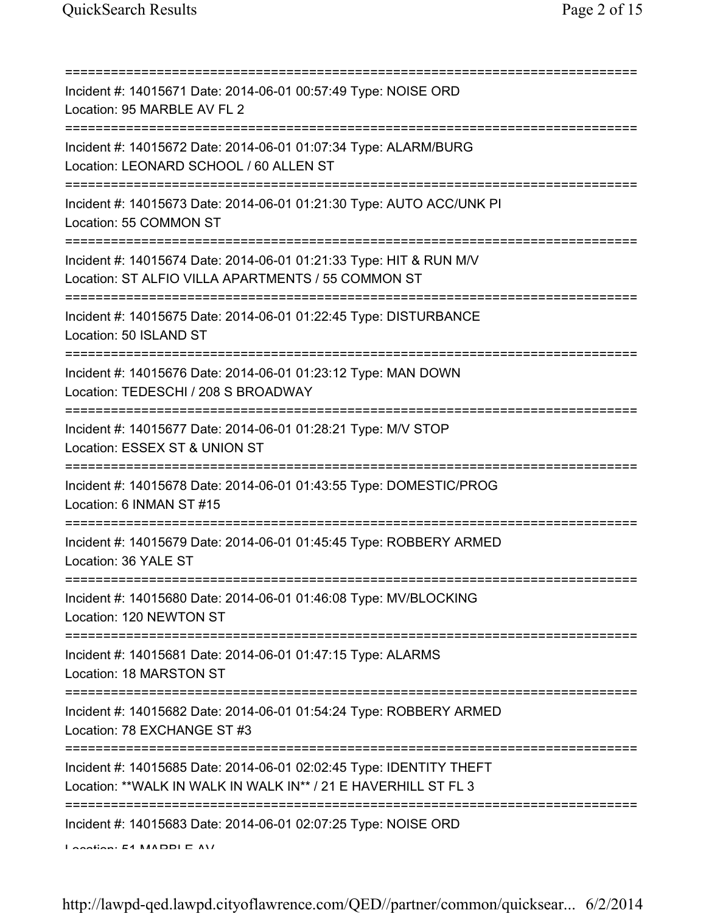===========================================================================

Incident #: 14015671 Date: 2014-06-01 00:57:49 Type: NOISE ORD
Location: 95 MARBLE AV FL 2

===========================================================================

Incident #: 14015672 Date: 2014-06-01 01:07:34 Type: ALARM/BURG
Location: LEONARD SCHOOL / 60 ALLEN ST

===========================================================================

Incident #: 14015673 Date: 2014-06-01 01:21:30 Type: AUTO ACC/UNK PI
Location: 55 COMMON ST

===========================================================================

Incident #: 14015674 Date: 2014-06-01 01:21:33 Type: HIT & RUN M/V
Location: ST ALFIO VILLA APARTMENTS / 55 COMMON ST

===========================================================================

Incident #: 14015675 Date: 2014-06-01 01:22:45 Type: DISTURBANCE
Location: 50 ISLAND ST

===========================================================================

Incident #: 14015676 Date: 2014-06-01 01:23:12 Type: MAN DOWN
Location: TEDESCHI / 208 S BROADWAY

===========================================================================

Incident #: 14015677 Date: 2014-06-01 01:28:21 Type: M/V STOP
Location: ESSEX ST & UNION ST

===========================================================================

Incident #: 14015678 Date: 2014-06-01 01:43:55 Type: DOMESTIC/PROG
Location: 6 INMAN ST #15

===========================================================================

Incident #: 14015679 Date: 2014-06-01 01:45:45 Type: ROBBERY ARMED
Location: 36 YALE ST

===========================================================================

Incident #: 14015680 Date: 2014-06-01 01:46:08 Type: MV/BLOCKING
Location: 120 NEWTON ST

===========================================================================

Incident #: 14015681 Date: 2014-06-01 01:47:15 Type: ALARMS
Location: 18 MARSTON ST

===========================================================================

Incident #: 14015682 Date: 2014-06-01 01:54:24 Type: ROBBERY ARMED
Location: 78 EXCHANGE ST #3

===========================================================================

Incident #: 14015685 Date: 2014-06-01 02:02:45 Type: IDENTITY THEFT
Location: **WALK IN WALK IN WALK IN** / 21 E HAVERHILL ST FL 3

===========================================================================

Incident #: 14015683 Date: 2014-06-01 02:07:25 Type: NOISE ORD
Location: 51 MARBLE AV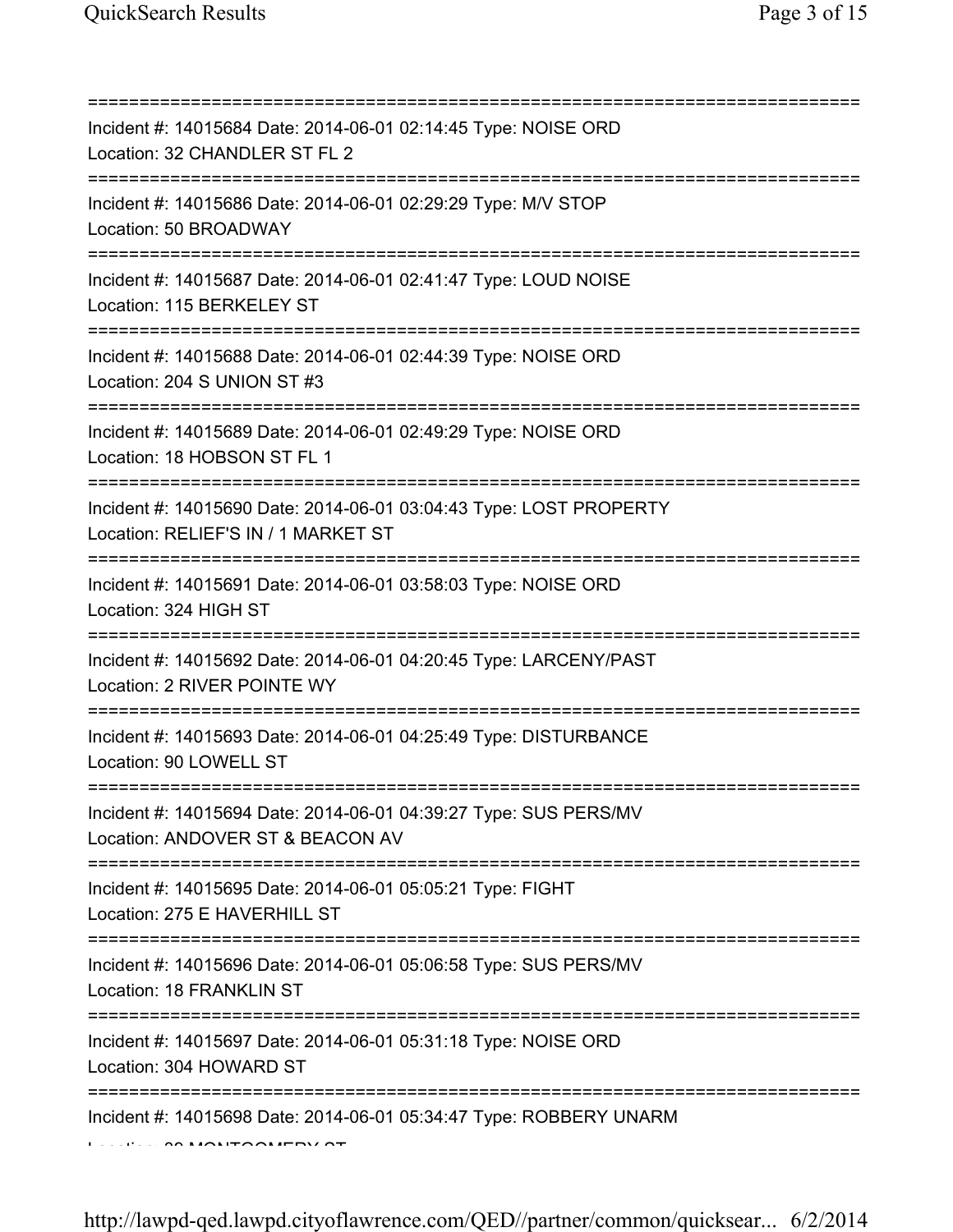==============================================================================

Incident #: 14015684 Date: 2014-06-01 02:14:45 Type: NOISE ORD
Location: 32 CHANDLER ST FL 2

==============================================================================

Incident #: 14015686 Date: 2014-06-01 02:29:29 Type: M/V STOP
Location: 50 BROADWAY

==============================================================================

Incident #: 14015687 Date: 2014-06-01 02:41:47 Type: LOUD NOISE
Location: 115 BERKELEY ST

==============================================================================

Incident #: 14015688 Date: 2014-06-01 02:44:39 Type: NOISE ORD
Location: 204 S UNION ST #3

==============================================================================

Incident #: 14015689 Date: 2014-06-01 02:49:29 Type: NOISE ORD
Location: 18 HOBSON ST FL 1

==============================================================================

Incident #: 14015690 Date: 2014-06-01 03:04:43 Type: LOST PROPERTY
Location: RELIEF'S IN / 1 MARKET ST

==============================================================================

Incident #: 14015691 Date: 2014-06-01 03:58:03 Type: NOISE ORD
Location: 324 HIGH ST

==============================================================================

Incident #: 14015692 Date: 2014-06-01 04:20:45 Type: LARCENY/PAST
Location: 2 RIVER POINTE WY

==============================================================================

Incident #: 14015693 Date: 2014-06-01 04:25:49 Type: DISTURBANCE
Location: 90 LOWELL ST

==============================================================================

Incident #: 14015694 Date: 2014-06-01 04:39:27 Type: SUS PERS/MV
Location: ANDOVER ST & BEACON AV

==============================================================================

Incident #: 14015695 Date: 2014-06-01 05:05:21 Type: FIGHT
Location: 275 E HAVERHILL ST

==============================================================================

Incident #: 14015696 Date: 2014-06-01 05:06:58 Type: SUS PERS/MV
Location: 18 FRANKLIN ST

==============================================================================

Incident #: 14015697 Date: 2014-06-01 05:31:18 Type: NOISE ORD
Location: 304 HOWARD ST

==============================================================================

Incident #: 14015698 Date: 2014-06-01 05:34:47 Type: ROBBERY UNARM
Location: 90 MONTGOMERY ST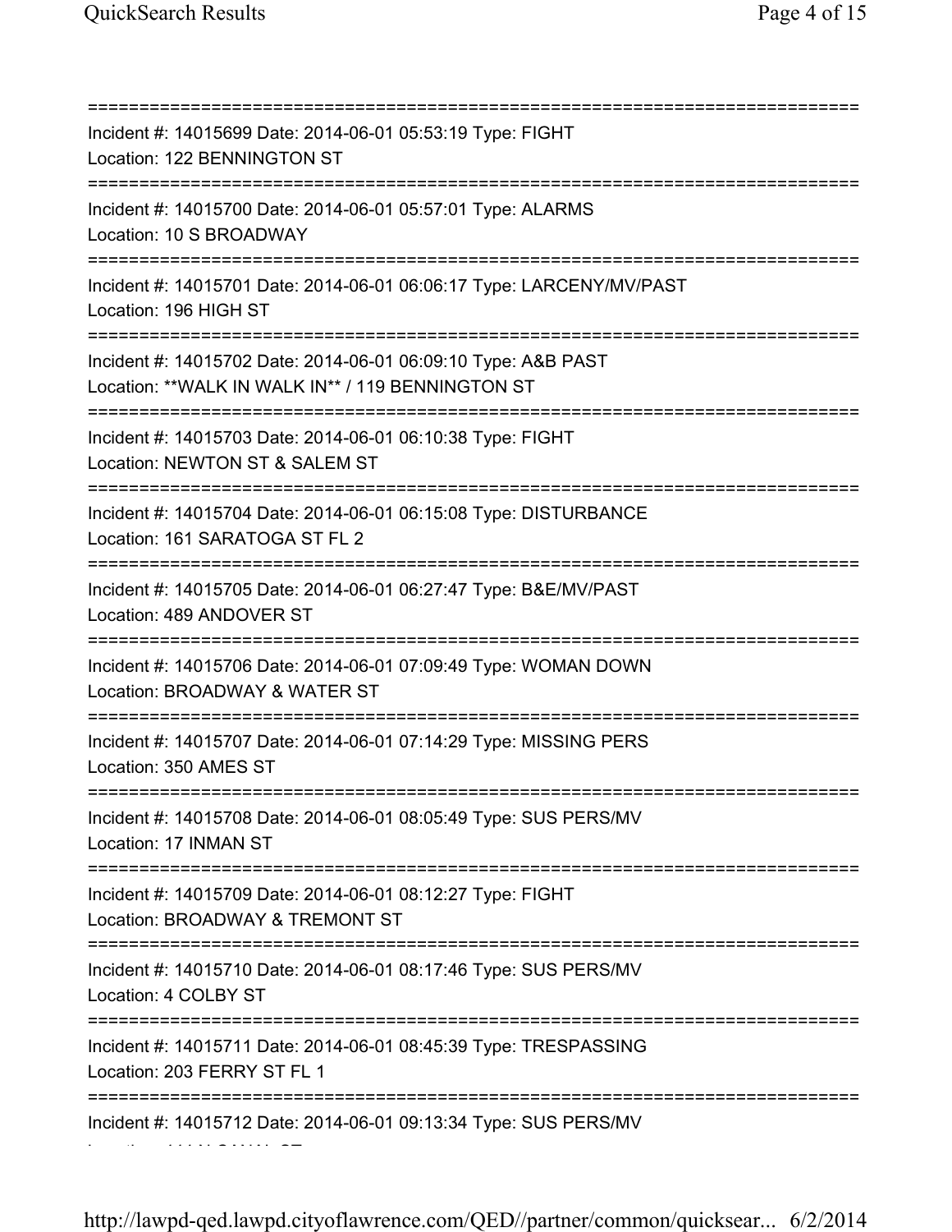===========================================================================
Incident #: 14015699 Date: 2014-06-01 05:53:19 Type: FIGHT
Location: 122 BENNINGTON ST
===========================================================================
Incident #: 14015700 Date: 2014-06-01 05:57:01 Type: ALARMS
Location: 10 S BROADWAY
===========================================================================
Incident #: 14015701 Date: 2014-06-01 06:06:17 Type: LARCENY/MV/PAST
Location: 196 HIGH ST
===========================================================================
Incident #: 14015702 Date: 2014-06-01 06:09:10 Type: A&B PAST
Location: **WALK IN WALK IN** / 119 BENNINGTON ST
===========================================================================
Incident #: 14015703 Date: 2014-06-01 06:10:38 Type: FIGHT
Location: NEWTON ST & SALEM ST
===========================================================================
Incident #: 14015704 Date: 2014-06-01 06:15:08 Type: DISTURBANCE
Location: 161 SARATOGA ST FL 2
===========================================================================
Incident #: 14015705 Date: 2014-06-01 06:27:47 Type: B&E/MV/PAST
Location: 489 ANDOVER ST
===========================================================================
Incident #: 14015706 Date: 2014-06-01 07:09:49 Type: WOMAN DOWN
Location: BROADWAY & WATER ST
===========================================================================
Incident #: 14015707 Date: 2014-06-01 07:14:29 Type: MISSING PERS
Location: 350 AMES ST
===========================================================================
Incident #: 14015708 Date: 2014-06-01 08:05:49 Type: SUS PERS/MV
Location: 17 INMAN ST
===========================================================================
Incident #: 14015709 Date: 2014-06-01 08:12:27 Type: FIGHT
Location: BROADWAY & TREMONT ST
===========================================================================
Incident #: 14015710 Date: 2014-06-01 08:17:46 Type: SUS PERS/MV
Location: 4 COLBY ST
===========================================================================
Incident #: 14015711 Date: 2014-06-01 08:45:39 Type: TRESPASSING
Location: 203 FERRY ST FL 1
===========================================================================
Incident #: 14015712 Date: 2014-06-01 09:13:34 Type: SUS PERS/MV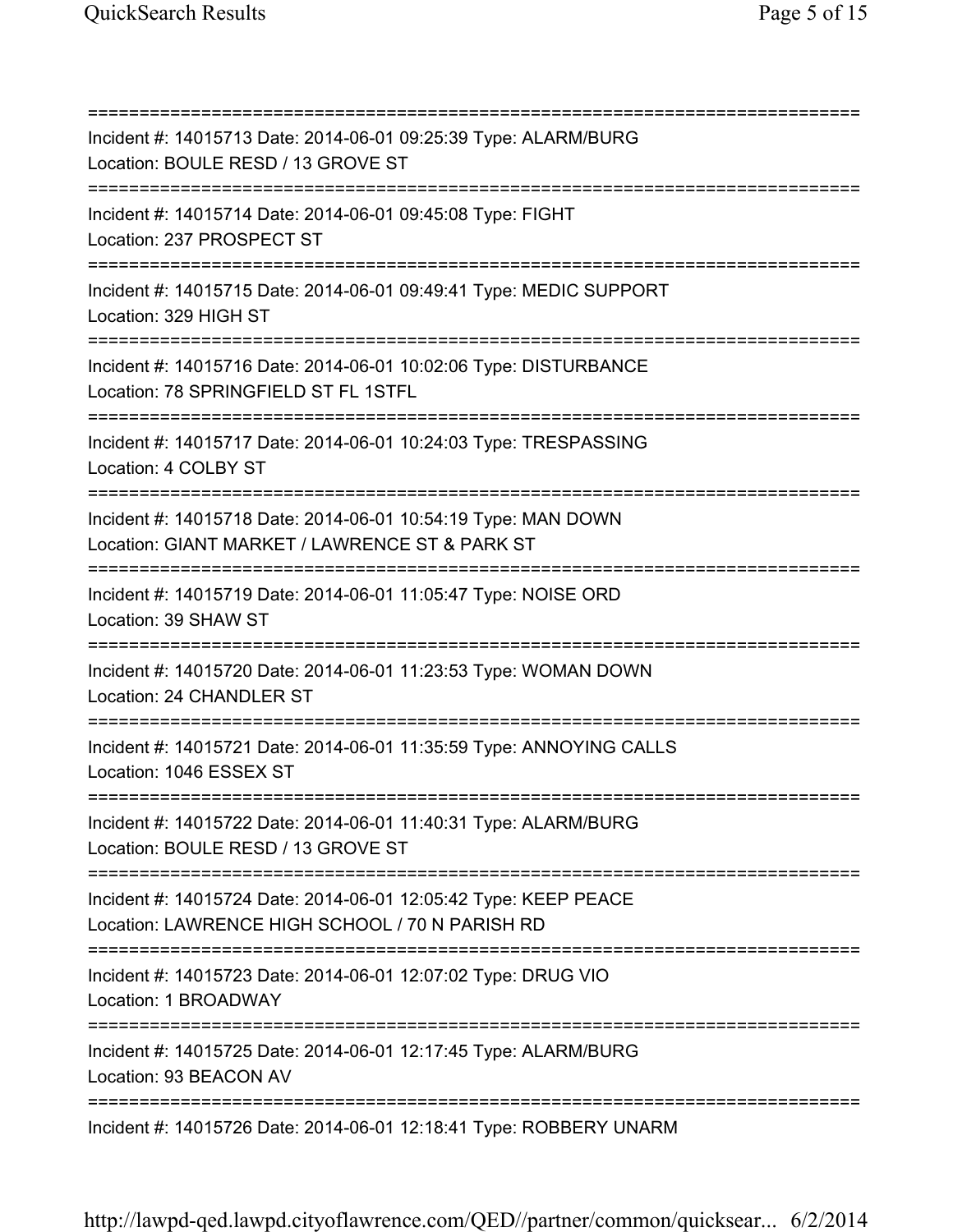===========================================================================

Incident #: 14015713 Date: 2014-06-01 09:25:39 Type: ALARM/BURG
Location: BOULE RESD / 13 GROVE ST

===========================================================================

Incident #: 14015714 Date: 2014-06-01 09:45:08 Type: FIGHT
Location: 237 PROSPECT ST

===========================================================================

Incident #: 14015715 Date: 2014-06-01 09:49:41 Type: MEDIC SUPPORT
Location: 329 HIGH ST

===========================================================================

Incident #: 14015716 Date: 2014-06-01 10:02:06 Type: DISTURBANCE
Location: 78 SPRINGFIELD ST FL 1STFL

===========================================================================

Incident #: 14015717 Date: 2014-06-01 10:24:03 Type: TRESPASSING
Location: 4 COLBY ST

===========================================================================

Incident #: 14015718 Date: 2014-06-01 10:54:19 Type: MAN DOWN
Location: GIANT MARKET / LAWRENCE ST & PARK ST

===========================================================================

Incident #: 14015719 Date: 2014-06-01 11:05:47 Type: NOISE ORD
Location: 39 SHAW ST

===========================================================================

Incident #: 14015720 Date: 2014-06-01 11:23:53 Type: WOMAN DOWN
Location: 24 CHANDLER ST

===========================================================================

Incident #: 14015721 Date: 2014-06-01 11:35:59 Type: ANNOYING CALLS
Location: 1046 ESSEX ST

===========================================================================

Incident #: 14015722 Date: 2014-06-01 11:40:31 Type: ALARM/BURG
Location: BOULE RESD / 13 GROVE ST

===========================================================================

Incident #: 14015724 Date: 2014-06-01 12:05:42 Type: KEEP PEACE
Location: LAWRENCE HIGH SCHOOL / 70 N PARISH RD

===========================================================================

Incident #: 14015723 Date: 2014-06-01 12:07:02 Type: DRUG VIO
Location: 1 BROADWAY

===========================================================================

Incident #: 14015725 Date: 2014-06-01 12:17:45 Type: ALARM/BURG
Location: 93 BEACON AV

===========================================================================

Incident #: 14015726 Date: 2014-06-01 12:18:41 Type: ROBBERY UNARM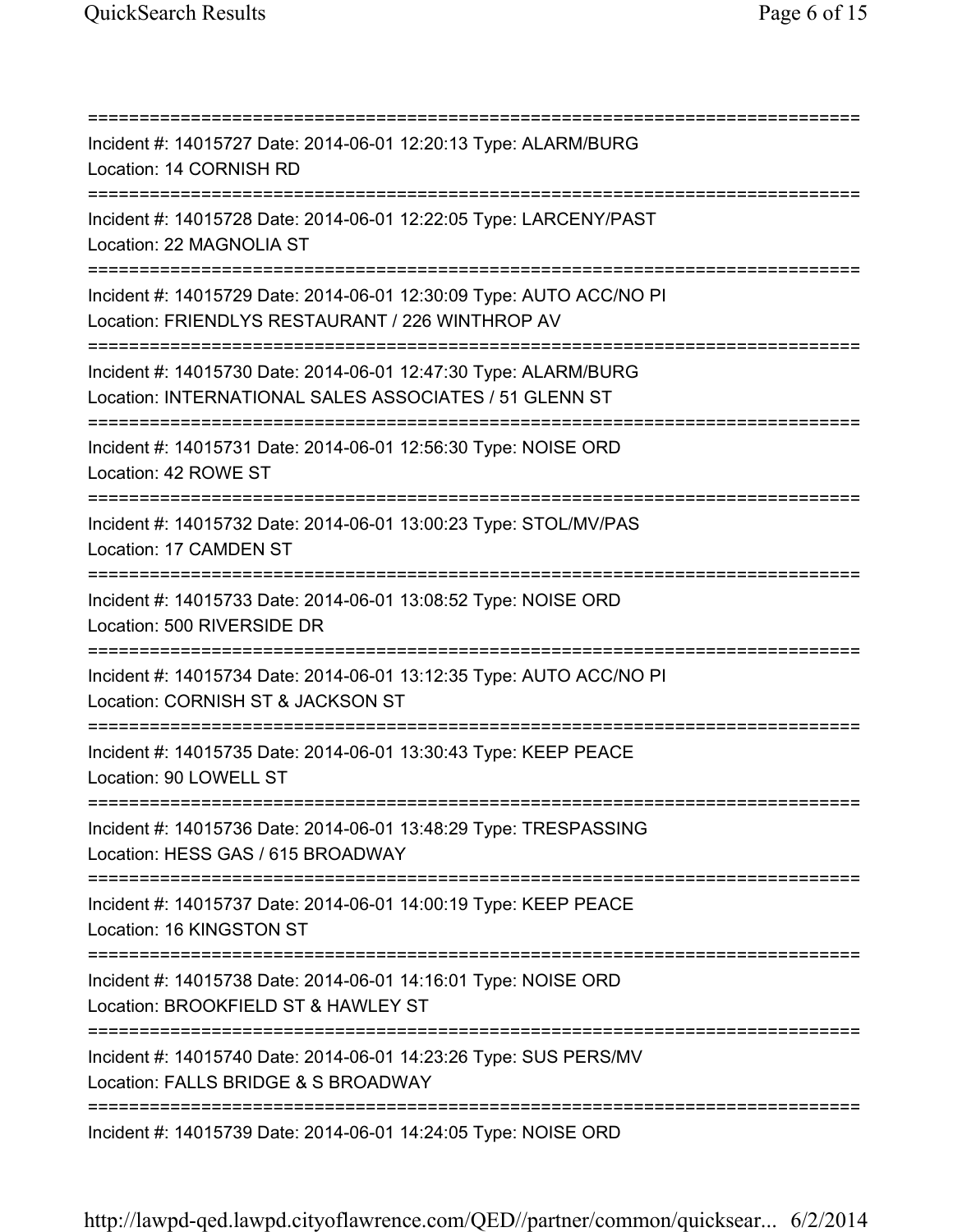===========================================================================
Incident #: 14015727 Date: 2014-06-01 12:20:13 Type: ALARM/BURG
Location: 14 CORNISH RD
===========================================================================
Incident #: 14015728 Date: 2014-06-01 12:22:05 Type: LARCENY/PAST
Location: 22 MAGNOLIA ST
===========================================================================
Incident #: 14015729 Date: 2014-06-01 12:30:09 Type: AUTO ACC/NO PI
Location: FRIENDLYS RESTAURANT / 226 WINTHROP AV
===========================================================================
Incident #: 14015730 Date: 2014-06-01 12:47:30 Type: ALARM/BURG
Location: INTERNATIONAL SALES ASSOCIATES / 51 GLENN ST
===========================================================================
Incident #: 14015731 Date: 2014-06-01 12:56:30 Type: NOISE ORD
Location: 42 ROWE ST
===========================================================================
Incident #: 14015732 Date: 2014-06-01 13:00:23 Type: STOL/MV/PAS
Location: 17 CAMDEN ST
===========================================================================
Incident #: 14015733 Date: 2014-06-01 13:08:52 Type: NOISE ORD
Location: 500 RIVERSIDE DR
===========================================================================
Incident #: 14015734 Date: 2014-06-01 13:12:35 Type: AUTO ACC/NO PI
Location: CORNISH ST & JACKSON ST
===========================================================================
Incident #: 14015735 Date: 2014-06-01 13:30:43 Type: KEEP PEACE
Location: 90 LOWELL ST
===========================================================================
Incident #: 14015736 Date: 2014-06-01 13:48:29 Type: TRESPASSING
Location: HESS GAS / 615 BROADWAY
===========================================================================
Incident #: 14015737 Date: 2014-06-01 14:00:19 Type: KEEP PEACE
Location: 16 KINGSTON ST
===========================================================================
Incident #: 14015738 Date: 2014-06-01 14:16:01 Type: NOISE ORD
Location: BROOKFIELD ST & HAWLEY ST
===========================================================================
Incident #: 14015740 Date: 2014-06-01 14:23:26 Type: SUS PERS/MV
Location: FALLS BRIDGE & S BROADWAY
===========================================================================
Incident #: 14015739 Date: 2014-06-01 14:24:05 Type: NOISE ORD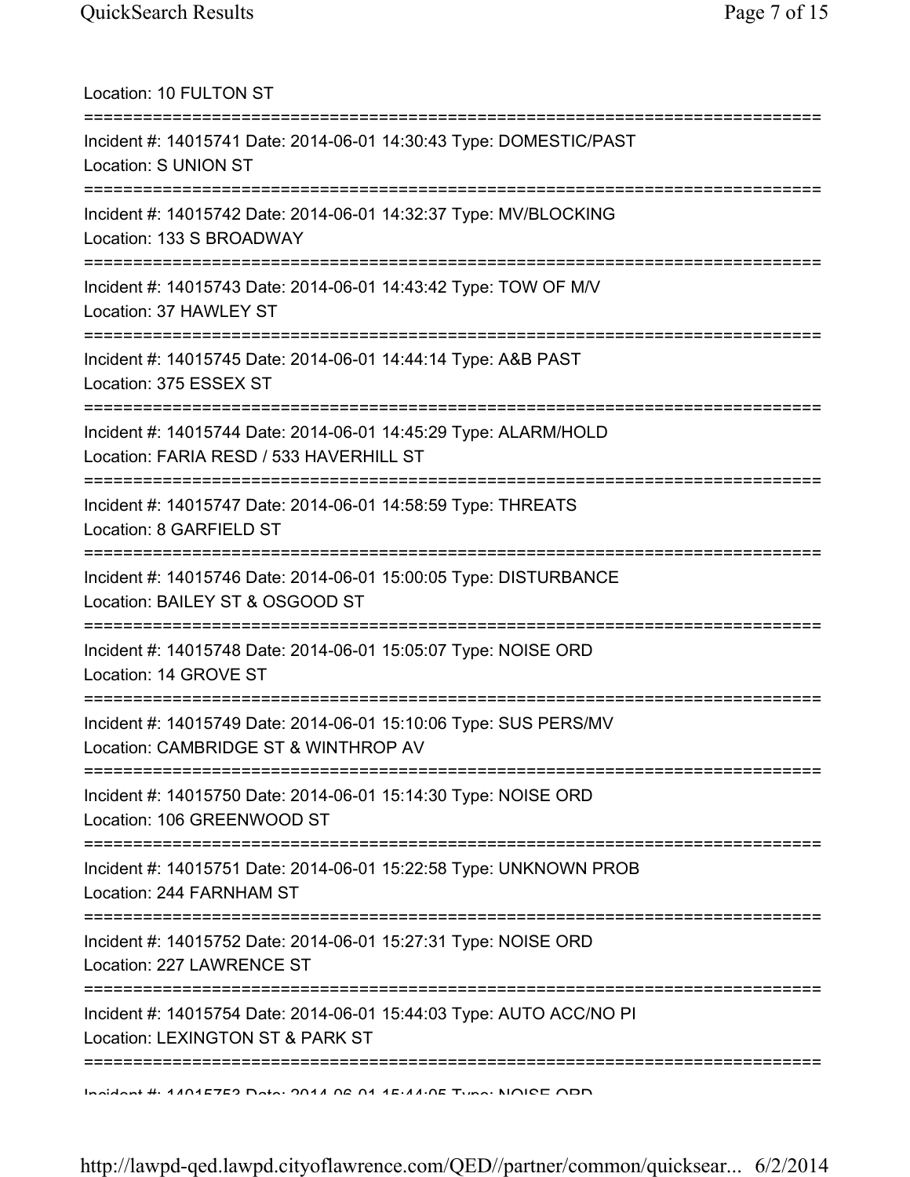Location: 10 FULTON ST

===========================================================================

Incident #: 14015741 Date: 2014-06-01 14:30:43 Type: DOMESTIC/PAST
Location: S UNION ST

===========================================================================

Incident #: 14015742 Date: 2014-06-01 14:32:37 Type: MV/BLOCKING
Location: 133 S BROADWAY

===========================================================================

Incident #: 14015743 Date: 2014-06-01 14:43:42 Type: TOW OF M/V
Location: 37 HAWLEY ST

===========================================================================

Incident #: 14015745 Date: 2014-06-01 14:44:14 Type: A&B PAST
Location: 375 ESSEX ST

===========================================================================

Incident #: 14015744 Date: 2014-06-01 14:45:29 Type: ALARM/HOLD
Location: FARIA RESD / 533 HAVERHILL ST

===========================================================================

Incident #: 14015747 Date: 2014-06-01 14:58:59 Type: THREATS
Location: 8 GARFIELD ST

===========================================================================

Incident #: 14015746 Date: 2014-06-01 15:00:05 Type: DISTURBANCE
Location: BAILEY ST & OSGOOD ST

===========================================================================

Incident #: 14015748 Date: 2014-06-01 15:05:07 Type: NOISE ORD
Location: 14 GROVE ST

===========================================================================

Incident #: 14015749 Date: 2014-06-01 15:10:06 Type: SUS PERS/MV
Location: CAMBRIDGE ST & WINTHROP AV

===========================================================================

Incident #: 14015750 Date: 2014-06-01 15:14:30 Type: NOISE ORD
Location: 106 GREENWOOD ST

===========================================================================

Incident #: 14015751 Date: 2014-06-01 15:22:58 Type: UNKNOWN PROB
Location: 244 FARNHAM ST

===========================================================================

Incident #: 14015752 Date: 2014-06-01 15:27:31 Type: NOISE ORD
Location: 227 LAWRENCE ST

===========================================================================

Incident #: 14015754 Date: 2014-06-01 15:44:03 Type: AUTO ACC/NO PI
Location: LEXINGTON ST & PARK ST

===========================================================================

Incident #: 14015753 Date: 2014-06-01 15:44:05 Type: NOISE ORD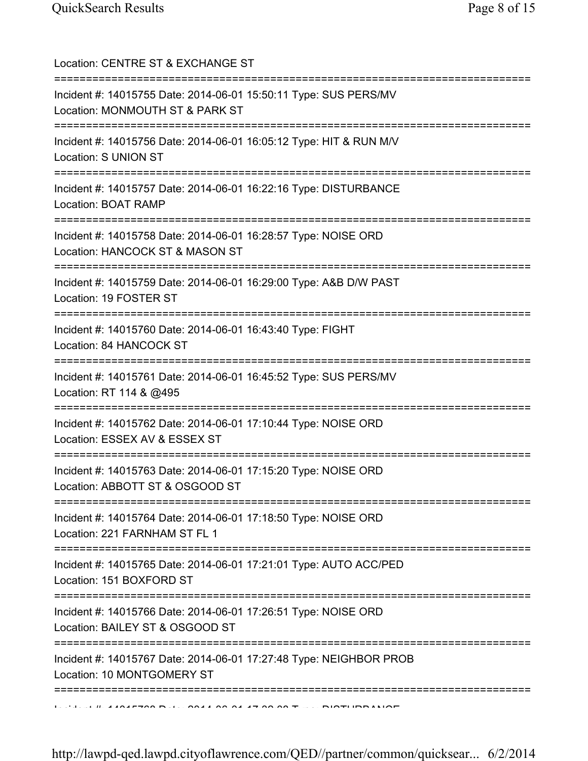Location: CENTRE ST & EXCHANGE ST

===========================================================================

Incident #: 14015755 Date: 2014-06-01 15:50:11 Type: SUS PERS/MV
Location: MONMOUTH ST & PARK ST

===========================================================================

Incident #: 14015756 Date: 2014-06-01 16:05:12 Type: HIT & RUN M/V
Location: S UNION ST

===========================================================================

Incident #: 14015757 Date: 2014-06-01 16:22:16 Type: DISTURBANCE
Location: BOAT RAMP

===========================================================================

Incident #: 14015758 Date: 2014-06-01 16:28:57 Type: NOISE ORD
Location: HANCOCK ST & MASON ST

===========================================================================

Incident #: 14015759 Date: 2014-06-01 16:29:00 Type: A&B D/W PAST
Location: 19 FOSTER ST

===========================================================================

Incident #: 14015760 Date: 2014-06-01 16:43:40 Type: FIGHT
Location: 84 HANCOCK ST

===========================================================================

Incident #: 14015761 Date: 2014-06-01 16:45:52 Type: SUS PERS/MV
Location: RT 114 & @495

===========================================================================

Incident #: 14015762 Date: 2014-06-01 17:10:44 Type: NOISE ORD
Location: ESSEX AV & ESSEX ST

===========================================================================

Incident #: 14015763 Date: 2014-06-01 17:15:20 Type: NOISE ORD
Location: ABBOTT ST & OSGOOD ST

===========================================================================

Incident #: 14015764 Date: 2014-06-01 17:18:50 Type: NOISE ORD
Location: 221 FARNHAM ST FL 1

===========================================================================

Incident #: 14015765 Date: 2014-06-01 17:21:01 Type: AUTO ACC/PED
Location: 151 BOXFORD ST

===========================================================================

Incident #: 14015766 Date: 2014-06-01 17:26:51 Type: NOISE ORD
Location: BAILEY ST & OSGOOD ST

===========================================================================

Incident #: 14015767 Date: 2014-06-01 17:27:48 Type: NEIGHBOR PROB
Location: 10 MONTGOMERY ST

===========================================================================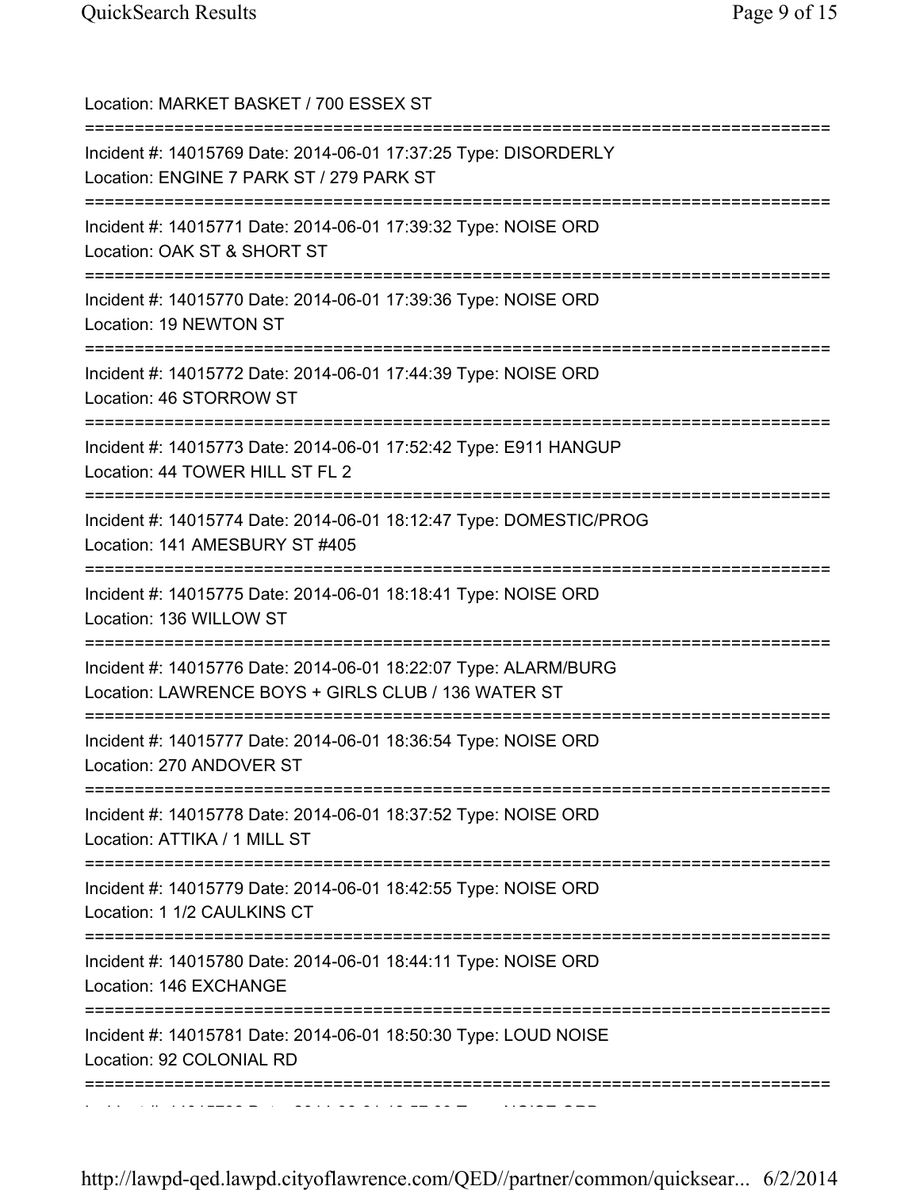Location: MARKET BASKET / 700 ESSEX ST

===========================================================================

Incident #: 14015769 Date: 2014-06-01 17:37:25 Type: DISORDERLY
Location: ENGINE 7 PARK ST / 279 PARK ST

===========================================================================

Incident #: 14015771 Date: 2014-06-01 17:39:32 Type: NOISE ORD
Location: OAK ST & SHORT ST

===========================================================================

Incident #: 14015770 Date: 2014-06-01 17:39:36 Type: NOISE ORD
Location: 19 NEWTON ST

===========================================================================

Incident #: 14015772 Date: 2014-06-01 17:44:39 Type: NOISE ORD
Location: 46 STORROW ST

===========================================================================

Incident #: 14015773 Date: 2014-06-01 17:52:42 Type: E911 HANGUP
Location: 44 TOWER HILL ST FL 2

===========================================================================

Incident #: 14015774 Date: 2014-06-01 18:12:47 Type: DOMESTIC/PROG
Location: 141 AMESBURY ST #405

===========================================================================

Incident #: 14015775 Date: 2014-06-01 18:18:41 Type: NOISE ORD
Location: 136 WILLOW ST

===========================================================================

Incident #: 14015776 Date: 2014-06-01 18:22:07 Type: ALARM/BURG
Location: LAWRENCE BOYS + GIRLS CLUB / 136 WATER ST

===========================================================================

Incident #: 14015777 Date: 2014-06-01 18:36:54 Type: NOISE ORD
Location: 270 ANDOVER ST

===========================================================================

Incident #: 14015778 Date: 2014-06-01 18:37:52 Type: NOISE ORD
Location: ATTIKA / 1 MILL ST

===========================================================================

Incident #: 14015779 Date: 2014-06-01 18:42:55 Type: NOISE ORD
Location: 1 1/2 CAULKINS CT

===========================================================================

Incident #: 14015780 Date: 2014-06-01 18:44:11 Type: NOISE ORD
Location: 146 EXCHANGE

===========================================================================

Incident #: 14015781 Date: 2014-06-01 18:50:30 Type: LOUD NOISE
Location: 92 COLONIAL RD

===========================================================================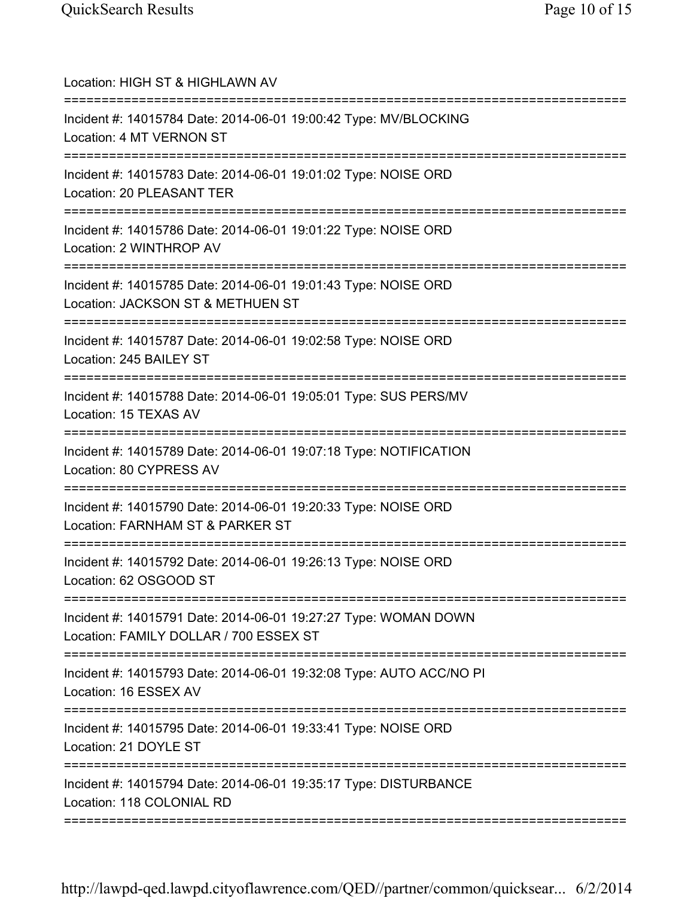Location: HIGH ST & HIGHLAWN AV

===========================================================================

Incident #: 14015784 Date: 2014-06-01 19:00:42 Type: MV/BLOCKING
Location: 4 MT VERNON ST

===========================================================================

Incident #: 14015783 Date: 2014-06-01 19:01:02 Type: NOISE ORD
Location: 20 PLEASANT TER

===========================================================================

Incident #: 14015786 Date: 2014-06-01 19:01:22 Type: NOISE ORD
Location: 2 WINTHROP AV

===========================================================================

Incident #: 14015785 Date: 2014-06-01 19:01:43 Type: NOISE ORD
Location: JACKSON ST & METHUEN ST

===========================================================================

Incident #: 14015787 Date: 2014-06-01 19:02:58 Type: NOISE ORD
Location: 245 BAILEY ST

===========================================================================

Incident #: 14015788 Date: 2014-06-01 19:05:01 Type: SUS PERS/MV
Location: 15 TEXAS AV

===========================================================================

Incident #: 14015789 Date: 2014-06-01 19:07:18 Type: NOTIFICATION
Location: 80 CYPRESS AV

===========================================================================

Incident #: 14015790 Date: 2014-06-01 19:20:33 Type: NOISE ORD
Location: FARNHAM ST & PARKER ST

===========================================================================

Incident #: 14015792 Date: 2014-06-01 19:26:13 Type: NOISE ORD
Location: 62 OSGOOD ST

===========================================================================

Incident #: 14015791 Date: 2014-06-01 19:27:27 Type: WOMAN DOWN
Location: FAMILY DOLLAR / 700 ESSEX ST

===========================================================================

Incident #: 14015793 Date: 2014-06-01 19:32:08 Type: AUTO ACC/NO PI
Location: 16 ESSEX AV

===========================================================================

Incident #: 14015795 Date: 2014-06-01 19:33:41 Type: NOISE ORD
Location: 21 DOYLE ST

===========================================================================

Incident #: 14015794 Date: 2014-06-01 19:35:17 Type: DISTURBANCE
Location: 118 COLONIAL RD

===========================================================================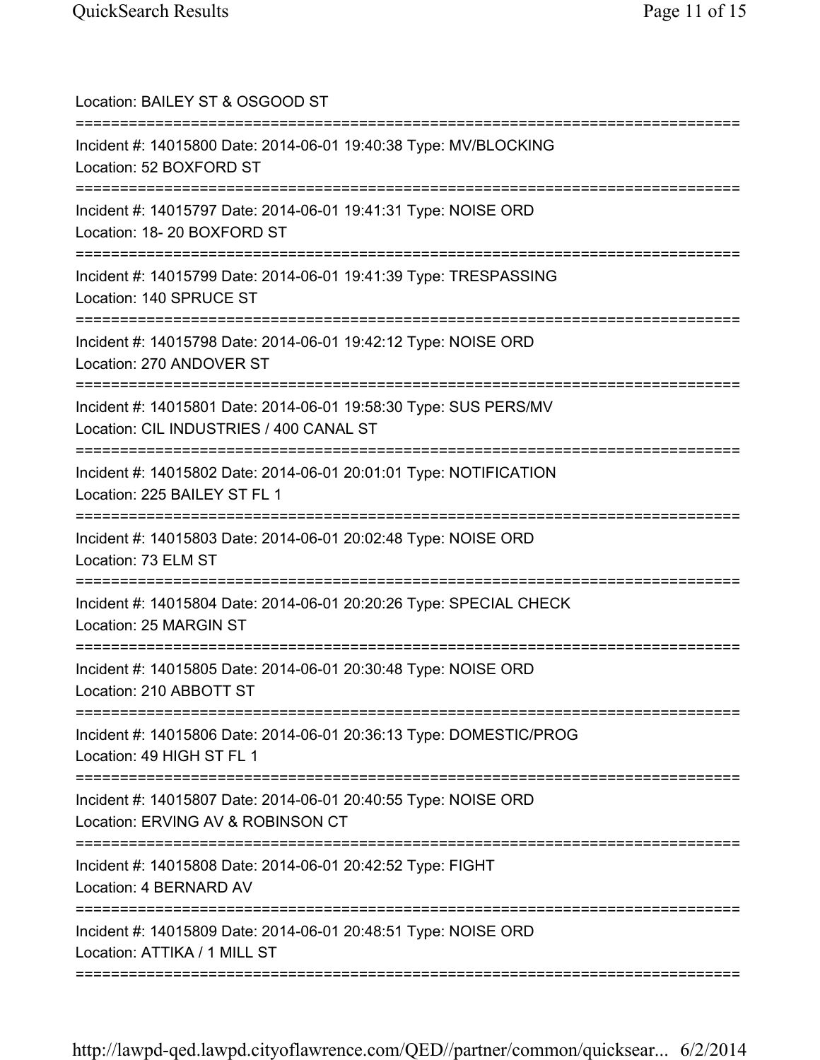Location: BAILEY ST & OSGOOD ST

===========================================================================

Incident #: 14015800 Date: 2014-06-01 19:40:38 Type: MV/BLOCKING
Location: 52 BOXFORD ST

===========================================================================

Incident #: 14015797 Date: 2014-06-01 19:41:31 Type: NOISE ORD
Location: 18- 20 BOXFORD ST

===========================================================================

Incident #: 14015799 Date: 2014-06-01 19:41:39 Type: TRESPASSING
Location: 140 SPRUCE ST

===========================================================================

Incident #: 14015798 Date: 2014-06-01 19:42:12 Type: NOISE ORD
Location: 270 ANDOVER ST

===========================================================================

Incident #: 14015801 Date: 2014-06-01 19:58:30 Type: SUS PERS/MV
Location: CIL INDUSTRIES / 400 CANAL ST

===========================================================================

Incident #: 14015802 Date: 2014-06-01 20:01:01 Type: NOTIFICATION
Location: 225 BAILEY ST FL 1

===========================================================================

Incident #: 14015803 Date: 2014-06-01 20:02:48 Type: NOISE ORD
Location: 73 ELM ST

===========================================================================

Incident #: 14015804 Date: 2014-06-01 20:20:26 Type: SPECIAL CHECK
Location: 25 MARGIN ST

===========================================================================

Incident #: 14015805 Date: 2014-06-01 20:30:48 Type: NOISE ORD
Location: 210 ABBOTT ST

===========================================================================

Incident #: 14015806 Date: 2014-06-01 20:36:13 Type: DOMESTIC/PROG
Location: 49 HIGH ST FL 1

===========================================================================

Incident #: 14015807 Date: 2014-06-01 20:40:55 Type: NOISE ORD
Location: ERVING AV & ROBINSON CT

===========================================================================

Incident #: 14015808 Date: 2014-06-01 20:42:52 Type: FIGHT
Location: 4 BERNARD AV

===========================================================================

Incident #: 14015809 Date: 2014-06-01 20:48:51 Type: NOISE ORD
Location: ATTIKA / 1 MILL ST

===========================================================================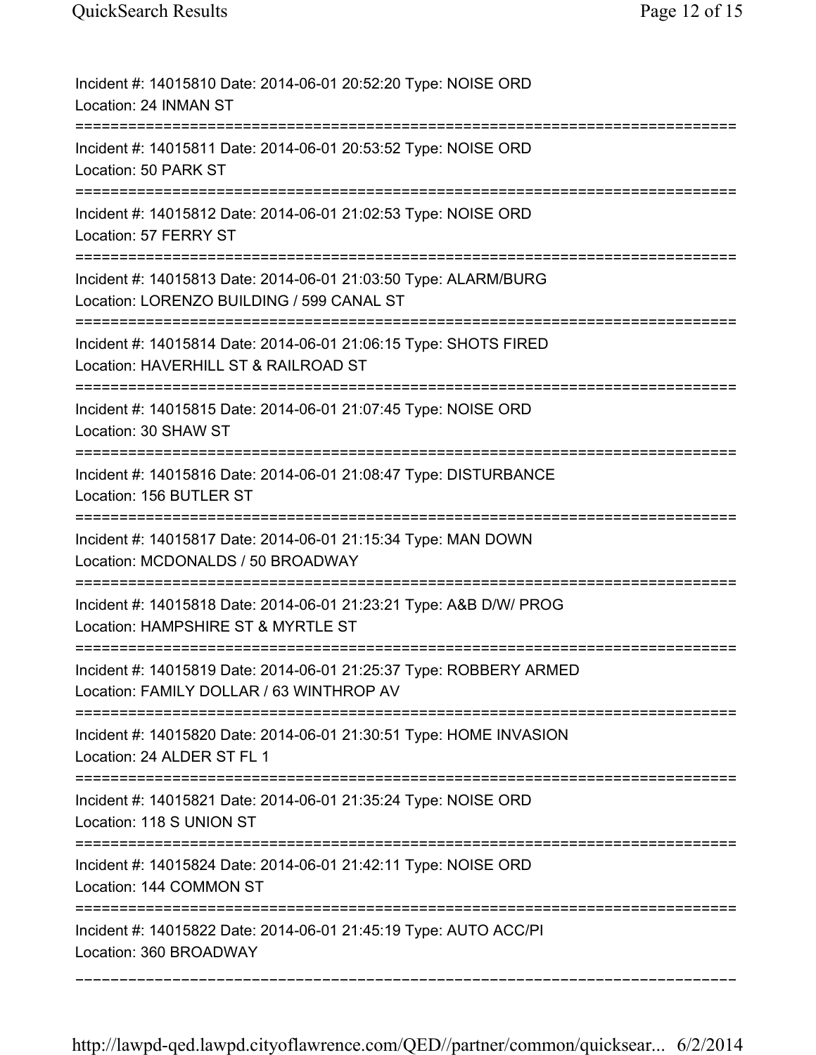Incident #: 14015810 Date: 2014-06-01 20:52:20 Type: NOISE ORD
Location: 24 INMAN ST

===========================================================================

Incident #: 14015811 Date: 2014-06-01 20:53:52 Type: NOISE ORD
Location: 50 PARK ST

===========================================================================

Incident #: 14015812 Date: 2014-06-01 21:02:53 Type: NOISE ORD
Location: 57 FERRY ST

===========================================================================

Incident #: 14015813 Date: 2014-06-01 21:03:50 Type: ALARM/BURG
Location: LORENZO BUILDING / 599 CANAL ST

===========================================================================

Incident #: 14015814 Date: 2014-06-01 21:06:15 Type: SHOTS FIRED
Location: HAVERHILL ST & RAILROAD ST

===========================================================================

Incident #: 14015815 Date: 2014-06-01 21:07:45 Type: NOISE ORD
Location: 30 SHAW ST

===========================================================================

Incident #: 14015816 Date: 2014-06-01 21:08:47 Type: DISTURBANCE
Location: 156 BUTLER ST

===========================================================================

Incident #: 14015817 Date: 2014-06-01 21:15:34 Type: MAN DOWN
Location: MCDONALDS / 50 BROADWAY

===========================================================================

Incident #: 14015818 Date: 2014-06-01 21:23:21 Type: A&B D/W/ PROG
Location: HAMPSHIRE ST & MYRTLE ST

===========================================================================

Incident #: 14015819 Date: 2014-06-01 21:25:37 Type: ROBBERY ARMED
Location: FAMILY DOLLAR / 63 WINTHROP AV

===========================================================================

Incident #: 14015820 Date: 2014-06-01 21:30:51 Type: HOME INVASION
Location: 24 ALDER ST FL 1

===========================================================================

Incident #: 14015821 Date: 2014-06-01 21:35:24 Type: NOISE ORD
Location: 118 S UNION ST

===========================================================================

Incident #: 14015824 Date: 2014-06-01 21:42:11 Type: NOISE ORD
Location: 144 COMMON ST

===========================================================================

Incident #: 14015822 Date: 2014-06-01 21:45:19 Type: AUTO ACC/PI
Location: 360 BROADWAY

---------------------------------------------------------------------------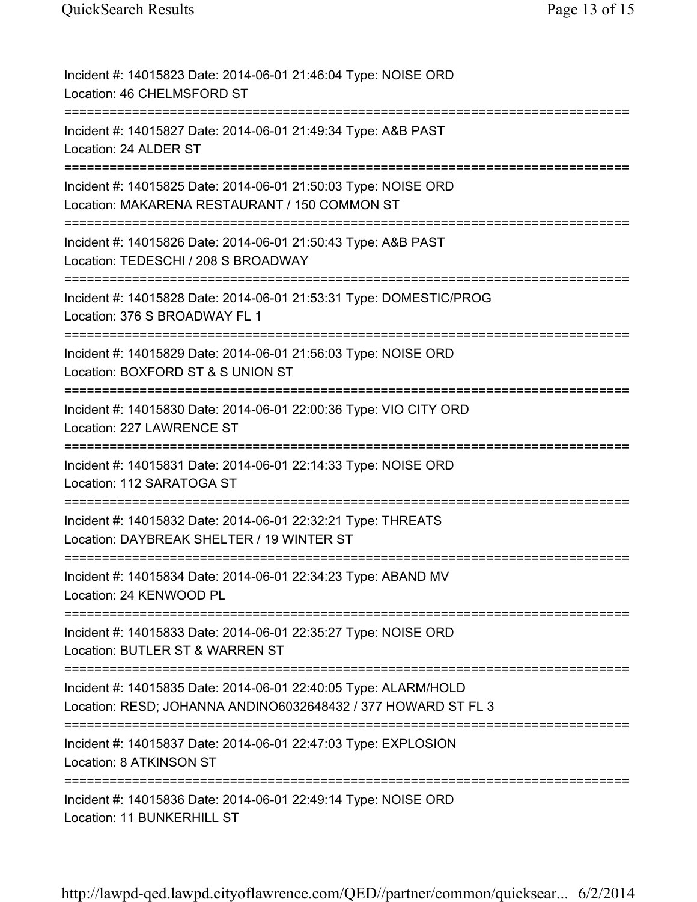Incident #: 14015823 Date: 2014-06-01 21:46:04 Type: NOISE ORD
Location: 46 CHELMSFORD ST

===========================================================================

Incident #: 14015827 Date: 2014-06-01 21:49:34 Type: A&B PAST
Location: 24 ALDER ST

===========================================================================

Incident #: 14015825 Date: 2014-06-01 21:50:03 Type: NOISE ORD
Location: MAKARENA RESTAURANT / 150 COMMON ST

===========================================================================

Incident #: 14015826 Date: 2014-06-01 21:50:43 Type: A&B PAST
Location: TEDESCHI / 208 S BROADWAY

===========================================================================

Incident #: 14015828 Date: 2014-06-01 21:53:31 Type: DOMESTIC/PROG
Location: 376 S BROADWAY FL 1

===========================================================================

Incident #: 14015829 Date: 2014-06-01 21:56:03 Type: NOISE ORD
Location: BOXFORD ST & S UNION ST

===========================================================================

Incident #: 14015830 Date: 2014-06-01 22:00:36 Type: VIO CITY ORD
Location: 227 LAWRENCE ST

===========================================================================

Incident #: 14015831 Date: 2014-06-01 22:14:33 Type: NOISE ORD
Location: 112 SARATOGA ST

===========================================================================

Incident #: 14015832 Date: 2014-06-01 22:32:21 Type: THREATS
Location: DAYBREAK SHELTER / 19 WINTER ST

===========================================================================

Incident #: 14015834 Date: 2014-06-01 22:34:23 Type: ABAND MV
Location: 24 KENWOOD PL

===========================================================================

Incident #: 14015833 Date: 2014-06-01 22:35:27 Type: NOISE ORD
Location: BUTLER ST & WARREN ST

===========================================================================

Incident #: 14015835 Date: 2014-06-01 22:40:05 Type: ALARM/HOLD
Location: RESD; JOHANNA ANDINO6032648432 / 377 HOWARD ST FL 3

===========================================================================

Incident #: 14015837 Date: 2014-06-01 22:47:03 Type: EXPLOSION
Location: 8 ATKINSON ST

===========================================================================

Incident #: 14015836 Date: 2014-06-01 22:49:14 Type: NOISE ORD
Location: 11 BUNKERHILL ST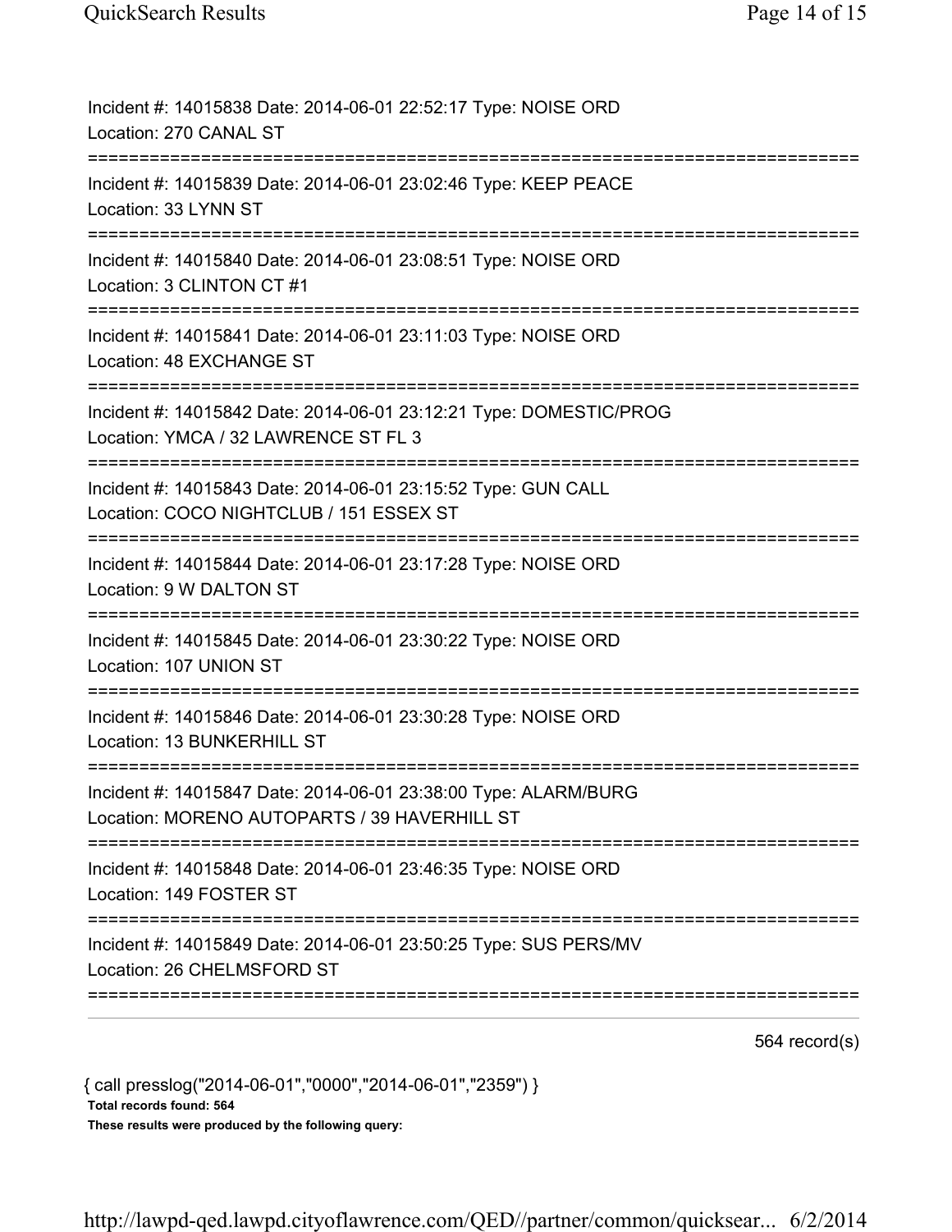Incident #: 14015838 Date: 2014-06-01 22:52:17 Type: NOISE ORD
Location: 270 CANAL ST

===========================================================================

Incident #: 14015839 Date: 2014-06-01 23:02:46 Type: KEEP PEACE
Location: 33 LYNN ST

===========================================================================

Incident #: 14015840 Date: 2014-06-01 23:08:51 Type: NOISE ORD
Location: 3 CLINTON CT #1

===========================================================================

Incident #: 14015841 Date: 2014-06-01 23:11:03 Type: NOISE ORD
Location: 48 EXCHANGE ST

===========================================================================

Incident #: 14015842 Date: 2014-06-01 23:12:21 Type: DOMESTIC/PROG
Location: YMCA / 32 LAWRENCE ST FL 3

===========================================================================

Incident #: 14015843 Date: 2014-06-01 23:15:52 Type: GUN CALL
Location: COCO NIGHTCLUB / 151 ESSEX ST

===========================================================================

Incident #: 14015844 Date: 2014-06-01 23:17:28 Type: NOISE ORD
Location: 9 W DALTON ST

===========================================================================

Incident #: 14015845 Date: 2014-06-01 23:30:22 Type: NOISE ORD
Location: 107 UNION ST

===========================================================================

Incident #: 14015846 Date: 2014-06-01 23:30:28 Type: NOISE ORD
Location: 13 BUNKERHILL ST

===========================================================================

Incident #: 14015847 Date: 2014-06-01 23:38:00 Type: ALARM/BURG
Location: MORENO AUTOPARTS / 39 HAVERHILL ST

===========================================================================

Incident #: 14015848 Date: 2014-06-01 23:46:35 Type: NOISE ORD
Location: 149 FOSTER ST

===========================================================================

Incident #: 14015849 Date: 2014-06-01 23:50:25 Type: SUS PERS/MV
Location: 26 CHELMSFORD ST

===========================================================================

564 record(s)

{ call presslog("2014-06-01","0000","2014-06-01","2359") }

**Total records found: 564**

**These results were produced by the following query:**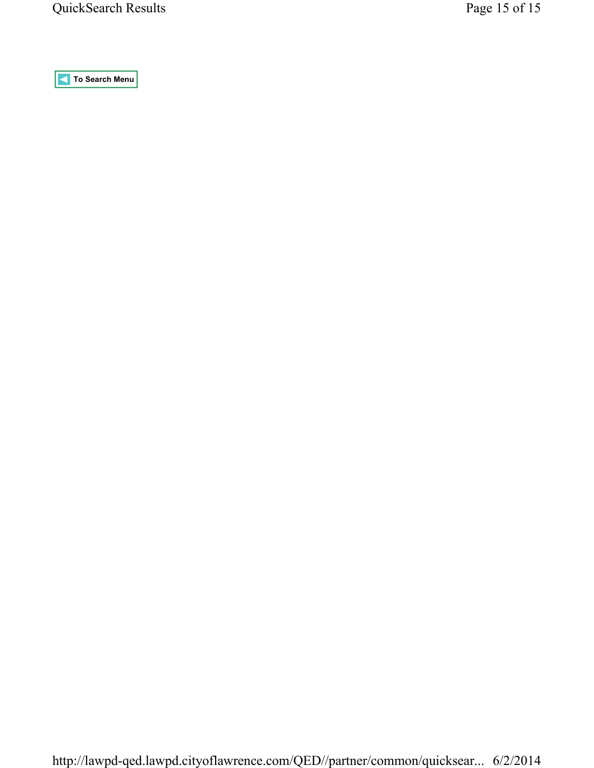To Search Menu